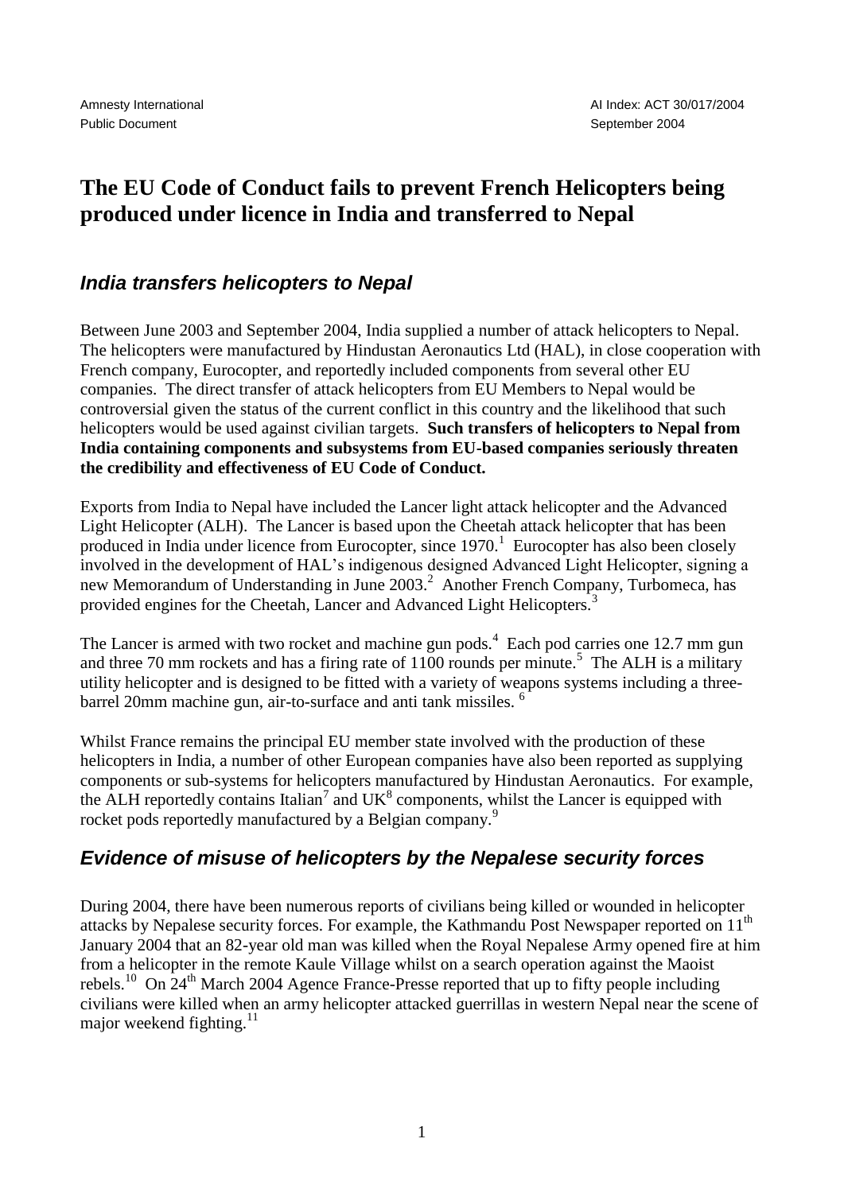Amnesty International
Public Document

AI Index: ACT 30/017/2004
September 2004

# The EU Code of Conduct fails to prevent French Helicopters being produced under licence in India and transferred to Nepal

## *India transfers helicopters to Nepal*

Between June 2003 and September 2004, India supplied a number of attack helicopters to Nepal. The helicopters were manufactured by Hindustan Aeronautics Ltd (HAL), in close cooperation with French company, Eurocopter, and reportedly included components from several other EU companies. The direct transfer of attack helicopters from EU Members to Nepal would be controversial given the status of the current conflict in this country and the likelihood that such helicopters would be used against civilian targets. **Such transfers of helicopters to Nepal from India containing components and subsystems from EU-based companies seriously threaten the credibility and effectiveness of EU Code of Conduct.**

Exports from India to Nepal have included the Lancer light attack helicopter and the Advanced Light Helicopter (ALH). The Lancer is based upon the Cheetah attack helicopter that has been produced in India under licence from Eurocopter, since 1970.[1] Eurocopter has also been closely involved in the development of HAL's indigenous designed Advanced Light Helicopter, signing a new Memorandum of Understanding in June 2003.[2] Another French Company, Turbomeca, has provided engines for the Cheetah, Lancer and Advanced Light Helicopters.[3]

The Lancer is armed with two rocket and machine gun pods.[4] Each pod carries one 12.7 mm gun and three 70 mm rockets and has a firing rate of 1100 rounds per minute.[5] The ALH is a military utility helicopter and is designed to be fitted with a variety of weapons systems including a three-barrel 20mm machine gun, air-to-surface and anti tank missiles.[6]

Whilst France remains the principal EU member state involved with the production of these helicopters in India, a number of other European companies have also been reported as supplying components or sub-systems for helicopters manufactured by Hindustan Aeronautics. For example, the ALH reportedly contains Italian[7] and UK[8] components, whilst the Lancer is equipped with rocket pods reportedly manufactured by a Belgian company.[9]

## *Evidence of misuse of helicopters by the Nepalese security forces*

During 2004, there have been numerous reports of civilians being killed or wounded in helicopter attacks by Nepalese security forces. For example, the Kathmandu Post Newspaper reported on 11th January 2004 that an 82-year old man was killed when the Royal Nepalese Army opened fire at him from a helicopter in the remote Kaule Village whilst on a search operation against the Maoist rebels.[10] On 24th March 2004 Agence France-Presse reported that up to fifty people including civilians were killed when an army helicopter attacked guerrillas in western Nepal near the scene of major weekend fighting.[11]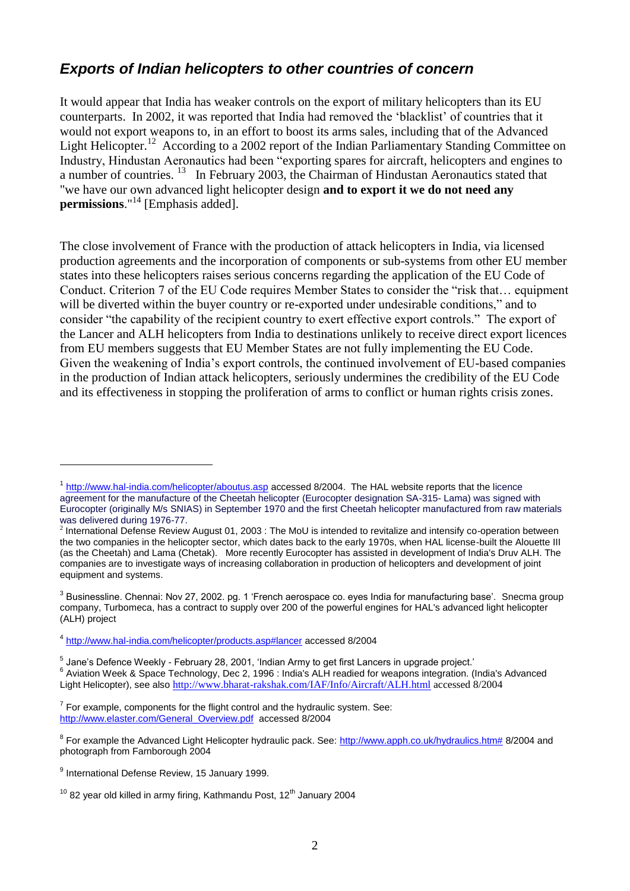## *Exports of Indian helicopters to other countries of concern*

It would appear that India has weaker controls on the export of military helicopters than its EU counterparts. In 2002, it was reported that India had removed the 'blacklist' of countries that it would not export weapons to, in an effort to boost its arms sales, including that of the Advanced Light Helicopter.[12] According to a 2002 report of the Indian Parliamentary Standing Committee on Industry, Hindustan Aeronautics had been "exporting spares for aircraft, helicopters and engines to a number of countries. [13] In February 2003, the Chairman of Hindustan Aeronautics stated that "we have our own advanced light helicopter design **and to export it we do not need any permissions**."[14] [Emphasis added].

The close involvement of France with the production of attack helicopters in India, via licensed production agreements and the incorporation of components or sub-systems from other EU member states into these helicopters raises serious concerns regarding the application of the EU Code of Conduct. Criterion 7 of the EU Code requires Member States to consider the "risk that… equipment will be diverted within the buyer country or re-exported under undesirable conditions," and to consider "the capability of the recipient country to exert effective export controls." The export of the Lancer and ALH helicopters from India to destinations unlikely to receive direct export licences from EU members suggests that EU Member States are not fully implementing the EU Code. Given the weakening of India's export controls, the continued involvement of EU-based companies in the production of Indian attack helicopters, seriously undermines the credibility of the EU Code and its effectiveness in stopping the proliferation of arms to conflict or human rights crisis zones.

---

[1] http://www.hal-india.com/helicopter/aboutus.asp accessed 8/2004. The HAL website reports that the licence agreement for the manufacture of the Cheetah helicopter (Eurocopter designation SA-315- Lama) was signed with Eurocopter (originally M/s SNIAS) in September 1970 and the first Cheetah helicopter manufactured from raw materials was delivered during 1976-77.

[2] International Defense Review August 01, 2003 : The MoU is intended to revitalize and intensify co-operation between the two companies in the helicopter sector, which dates back to the early 1970s, when HAL license-built the Alouette III (as the Cheetah) and Lama (Chetak). More recently Eurocopter has assisted in development of India's Druv ALH. The companies are to investigate ways of increasing collaboration in production of helicopters and development of joint equipment and systems.

[3] Businessline. Chennai: Nov 27, 2002. pg. 1 'French aerospace co. eyes India for manufacturing base'. Snecma group company, Turbomeca, has a contract to supply over 200 of the powerful engines for HAL's advanced light helicopter (ALH) project

[4] http://www.hal-india.com/helicopter/products.asp#lancer accessed 8/2004

[5] Jane's Defence Weekly - February 28, 2001, 'Indian Army to get first Lancers in upgrade project.'

[6] Aviation Week & Space Technology, Dec 2, 1996 : India's ALH readied for weapons integration. (India's Advanced Light Helicopter), see also http://www.bharat-rakshak.com/IAF/Info/Aircraft/ALH.html accessed 8/2004

[7] For example, components for the flight control and the hydraulic system. See: http://www.elaster.com/General_Overview.pdf accessed 8/2004

[8] For example the Advanced Light Helicopter hydraulic pack. See: http://www.apph.co.uk/hydraulics.htm# 8/2004 and photograph from Farnborough 2004

[9] International Defense Review, 15 January 1999.

[10] 82 year old killed in army firing, Kathmandu Post, 12th January 2004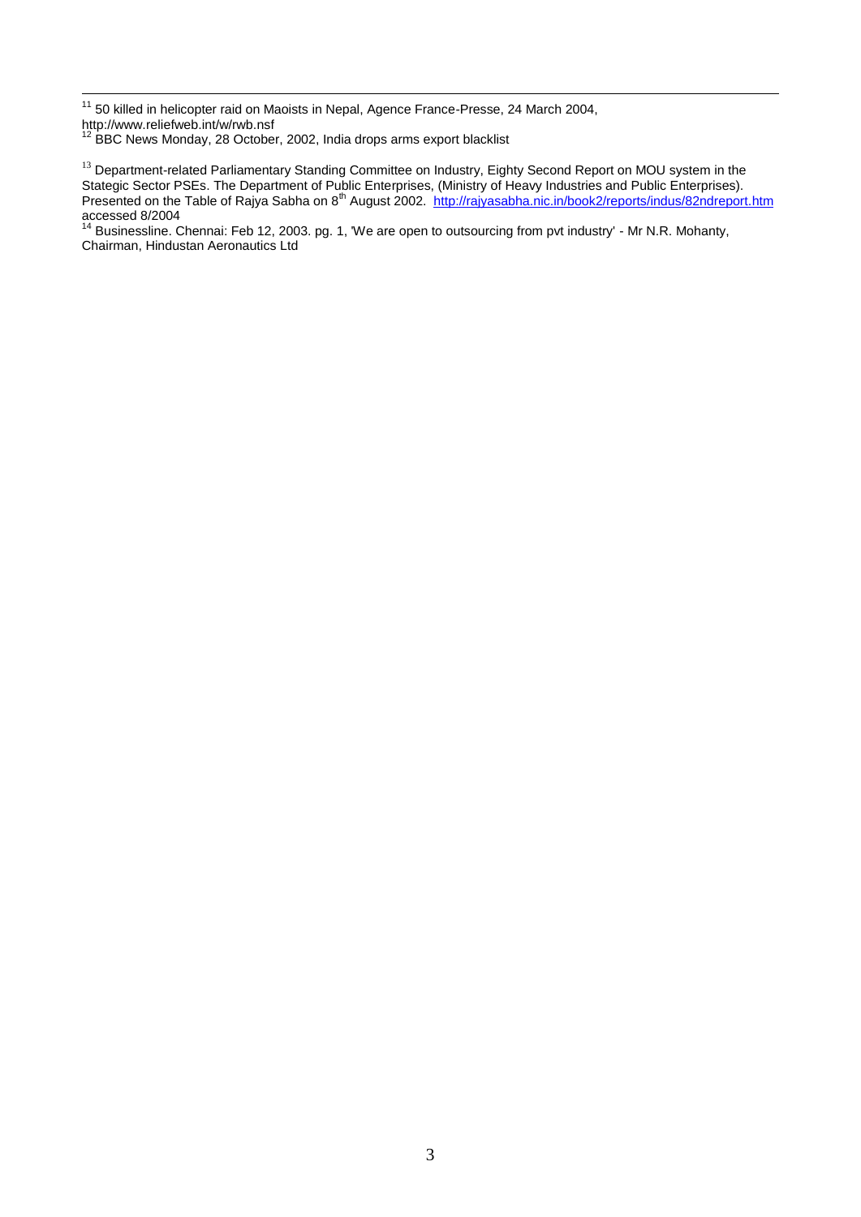[11] 50 killed in helicopter raid on Maoists in Nepal, Agence France-Presse, 24 March 2004, http://www.reliefweb.int/w/rwb.nsf

[12] BBC News Monday, 28 October, 2002, India drops arms export blacklist

[13] Department-related Parliamentary Standing Committee on Industry, Eighty Second Report on MOU system in the Stategic Sector PSEs. The Department of Public Enterprises, (Ministry of Heavy Industries and Public Enterprises). Presented on the Table of Rajya Sabha on 8th August 2002. http://rajyasabha.nic.in/book2/reports/indus/82ndreport.htm accessed 8/2004

[14] Businessline. Chennai: Feb 12, 2003. pg. 1, 'We are open to outsourcing from pvt industry' - Mr N.R. Mohanty, Chairman, Hindustan Aeronautics Ltd